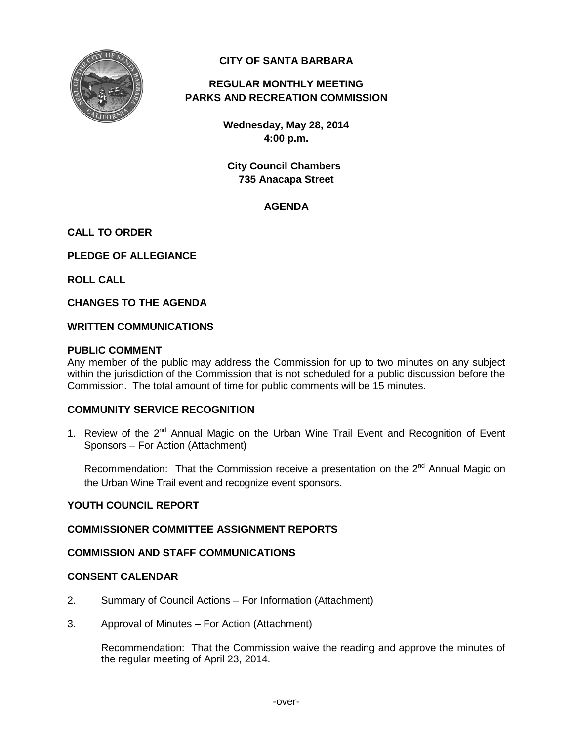# CITY OF SANTA BARBARA

## REGULAR MONTHLY MEETING
## PARKS AND RECREATION COMMISSION

**Wednesday, May 28, 2014**
**4:00 p.m.**

**City Council Chambers**
**735 Anacapa Street**

## AGENDA

**CALL TO ORDER**

**PLEDGE OF ALLEGIANCE**

**ROLL CALL**

**CHANGES TO THE AGENDA**

**WRITTEN COMMUNICATIONS**

**PUBLIC COMMENT**

Any member of the public may address the Commission for up to two minutes on any subject within the jurisdiction of the Commission that is not scheduled for a public discussion before the Commission. The total amount of time for public comments will be 15 minutes.

**COMMUNITY SERVICE RECOGNITION**

1. Review of the 2nd Annual Magic on the Urban Wine Trail Event and Recognition of Event Sponsors – For Action (Attachment)

   Recommendation: That the Commission receive a presentation on the 2nd Annual Magic on the Urban Wine Trail event and recognize event sponsors.

**YOUTH COUNCIL REPORT**

**COMMISSIONER COMMITTEE ASSIGNMENT REPORTS**

**COMMISSION AND STAFF COMMUNICATIONS**

**CONSENT CALENDAR**

2. Summary of Council Actions – For Information (Attachment)

3. Approval of Minutes – For Action (Attachment)

   Recommendation: That the Commission waive the reading and approve the minutes of the regular meeting of April 23, 2014.

-over-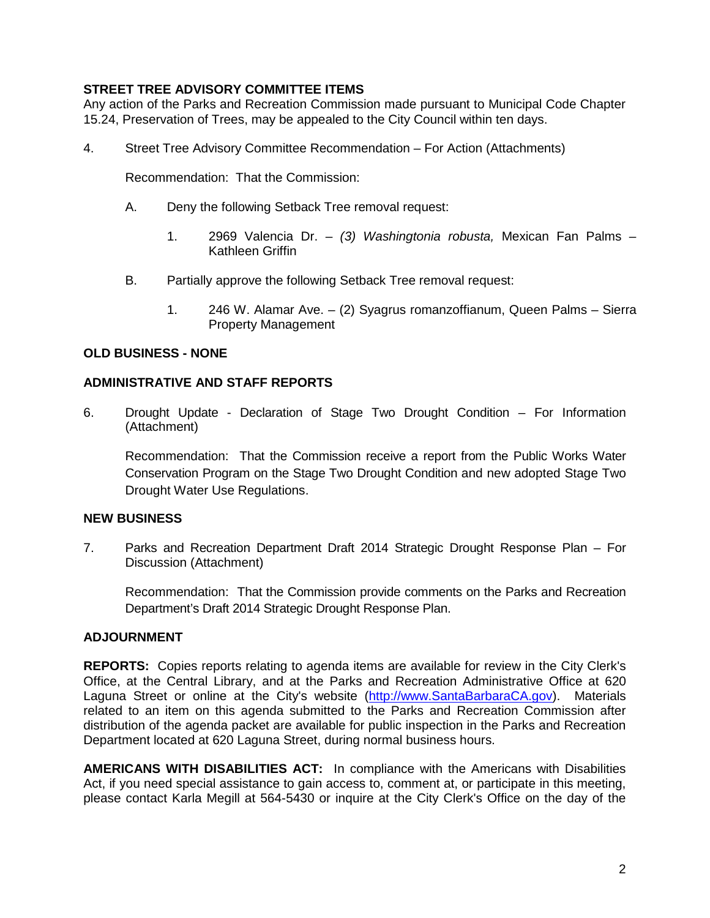**STREET TREE ADVISORY COMMITTEE ITEMS**
Any action of the Parks and Recreation Commission made pursuant to Municipal Code Chapter 15.24, Preservation of Trees, may be appealed to the City Council within ten days.

4. Street Tree Advisory Committee Recommendation – For Action (Attachments)

   Recommendation: That the Commission:

   A. Deny the following Setback Tree removal request:

      1. 2969 Valencia Dr. – *(3) Washingtonia robusta,* Mexican Fan Palms – Kathleen Griffin

   B. Partially approve the following Setback Tree removal request:

      1. 246 W. Alamar Ave. – (2) Syagrus romanzoffianum, Queen Palms – Sierra Property Management

**OLD BUSINESS - NONE**

**ADMINISTRATIVE AND STAFF REPORTS**

6. Drought Update - Declaration of Stage Two Drought Condition – For Information (Attachment)

   Recommendation: That the Commission receive a report from the Public Works Water Conservation Program on the Stage Two Drought Condition and new adopted Stage Two Drought Water Use Regulations.

**NEW BUSINESS**

7. Parks and Recreation Department Draft 2014 Strategic Drought Response Plan – For Discussion (Attachment)

   Recommendation: That the Commission provide comments on the Parks and Recreation Department's Draft 2014 Strategic Drought Response Plan.

**ADJOURNMENT**

**REPORTS:** Copies reports relating to agenda items are available for review in the City Clerk's Office, at the Central Library, and at the Parks and Recreation Administrative Office at 620 Laguna Street or online at the City's website (http://www.SantaBarbaraCA.gov). Materials related to an item on this agenda submitted to the Parks and Recreation Commission after distribution of the agenda packet are available for public inspection in the Parks and Recreation Department located at 620 Laguna Street, during normal business hours.

**AMERICANS WITH DISABILITIES ACT:** In compliance with the Americans with Disabilities Act, if you need special assistance to gain access to, comment at, or participate in this meeting, please contact Karla Megill at 564-5430 or inquire at the City Clerk's Office on the day of the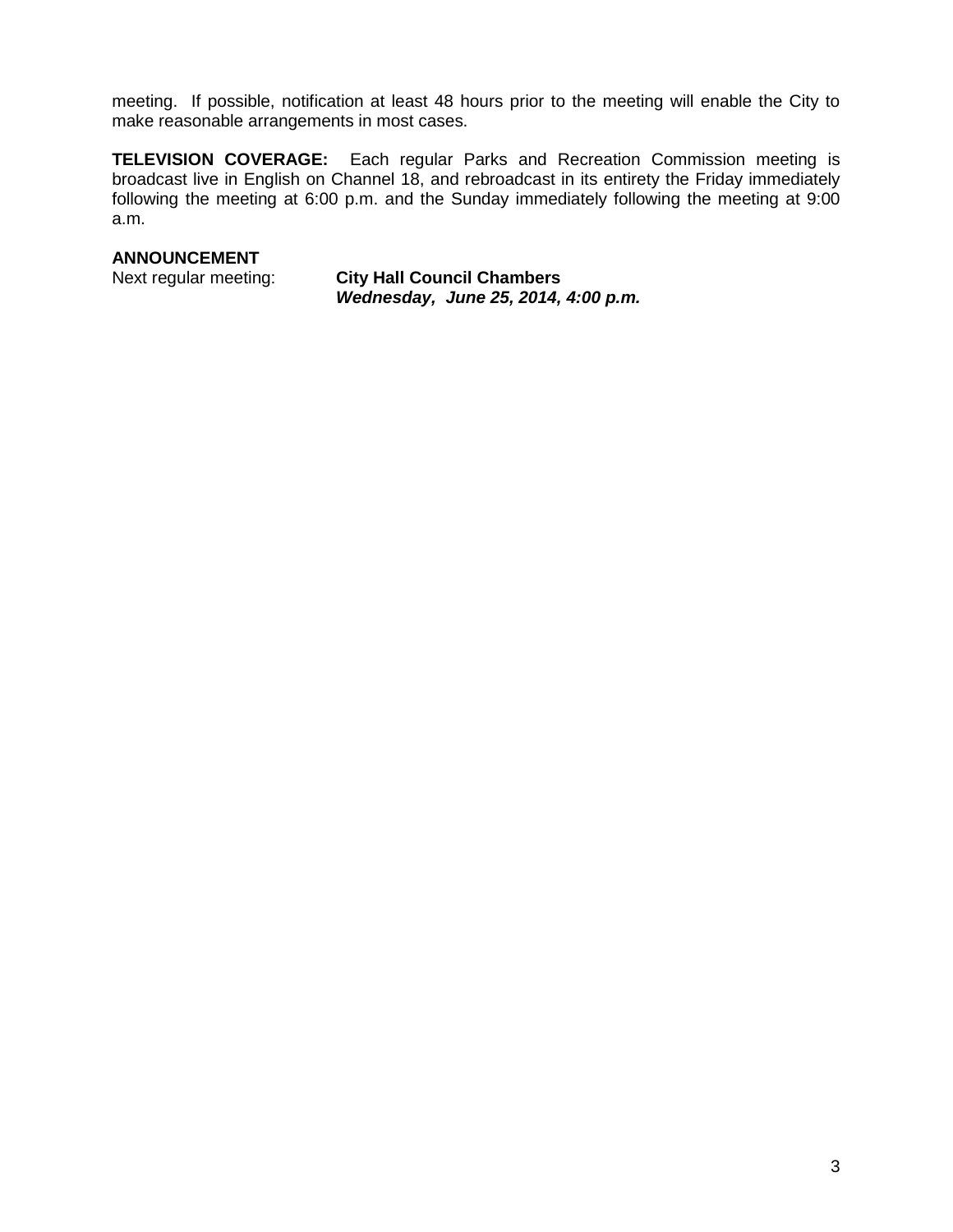meeting. If possible, notification at least 48 hours prior to the meeting will enable the City to make reasonable arrangements in most cases.

**TELEVISION COVERAGE:** Each regular Parks and Recreation Commission meeting is broadcast live in English on Channel 18, and rebroadcast in its entirety the Friday immediately following the meeting at 6:00 p.m. and the Sunday immediately following the meeting at 9:00 a.m.

**ANNOUNCEMENT**

Next regular meeting: **City Hall Council Chambers**
***Wednesday, June 25, 2014, 4:00 p.m.***